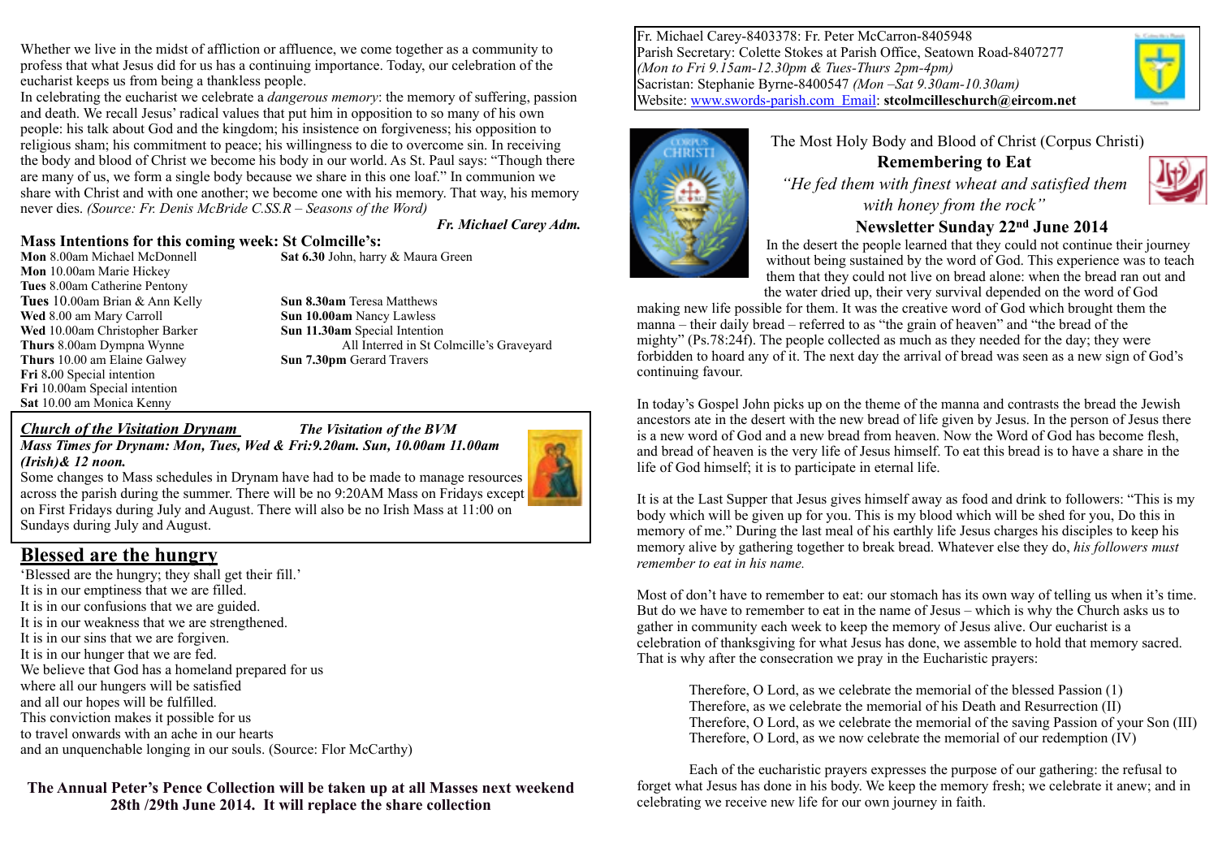Fr. Michael Carey-8403378: Fr. Peter McCarron-8405948
Parish Secretary: Colette Stokes at Parish Office, Seatown Road-8407277
*(Mon to Fri 9.15am-12.30pm & Tues-Thurs 2pm-4pm)*
Sacristan: Stephanie Byrne-8400547 *(Mon –Sat 9.30am-10.30am)*
Website: www.swords-parish.com Email: **stcolmcilleschurch@eircom.net**

The Most Holy Body and Blood of Christ (Corpus Christi)

## Remembering to Eat

*"He fed them with finest wheat and satisfied them with honey from the rock"*

## Newsletter Sunday 22nd June 2014

In the desert the people learned that they could not continue their journey without being sustained by the word of God. This experience was to teach them that they could not live on bread alone: when the bread ran out and the water dried up, their very survival depended on the word of God making new life possible for them. It was the creative word of God which brought them the manna – their daily bread – referred to as "the grain of heaven" and "the bread of the mighty" (Ps.78:24f). The people collected as much as they needed for the day; they were forbidden to hoard any of it. The next day the arrival of bread was seen as a new sign of God's continuing favour.

In today's Gospel John picks up on the theme of the manna and contrasts the bread the Jewish ancestors ate in the desert with the new bread of life given by Jesus. In the person of Jesus there is a new word of God and a new bread from heaven. Now the Word of God has become flesh, and bread of heaven is the very life of Jesus himself. To eat this bread is to have a share in the life of God himself; it is to participate in eternal life.

It is at the Last Supper that Jesus gives himself away as food and drink to followers: "This is my body which will be given up for you. This is my blood which will be shed for you, Do this in memory of me." During the last meal of his earthly life Jesus charges his disciples to keep his memory alive by gathering together to break bread. Whatever else they do, *his followers must remember to eat in his name.*

Most of don't have to remember to eat: our stomach has its own way of telling us when it's time. But do we have to remember to eat in the name of Jesus – which is why the Church asks us to gather in community each week to keep the memory of Jesus alive. Our eucharist is a celebration of thanksgiving for what Jesus has done, we assemble to hold that memory sacred. That is why after the consecration we pray in the Eucharistic prayers:

> Therefore, O Lord, as we celebrate the memorial of the blessed Passion (1)
> Therefore, as we celebrate the memorial of his Death and Resurrection (II)
> Therefore, O Lord, as we celebrate the memorial of the saving Passion of your Son (III)
> Therefore, O Lord, as we now celebrate the memorial of our redemption (IV)

Each of the eucharistic prayers expresses the purpose of our gathering: the refusal to forget what Jesus has done in his body. We keep the memory fresh; we celebrate it anew; and in celebrating we receive new life for our own journey in faith.

Whether we live in the midst of affliction or affluence, we come together as a community to profess that what Jesus did for us has a continuing importance. Today, our celebration of the eucharist keeps us from being a thankless people.
In celebrating the eucharist we celebrate a *dangerous memory*: the memory of suffering, passion and death. We recall Jesus' radical values that put him in opposition to so many of his own people: his talk about God and the kingdom; his insistence on forgiveness; his opposition to religious sham; his commitment to peace; his willingness to die to overcome sin. In receiving the body and blood of Christ we become his body in our world. As St. Paul says: "Though there are many of us, we form a single body because we share in this one loaf." In communion we share with Christ and with one another; we become one with his memory. That way, his memory never dies. *(Source: Fr. Denis McBride C.SS.R – Seasons of the Word)*

***Fr. Michael Carey Adm.***

### Mass Intentions for this coming week: St Colmcille's:

**Mon** 8.00am Michael McDonnell
**Mon** 10.00am Marie Hickey
**Tues** 8.00am Catherine Pentony
**Tues** 10.00am Brian & Ann Kelly
**Wed** 8.00 am Mary Carroll
**Wed** 10.00am Christopher Barker
**Thurs** 8.00am Dympna Wynne
**Thurs** 10.00 am Elaine Galwey
**Fri** 8.00 Special intention
**Fri** 10.00am Special intention
**Sat** 10.00 am Monica Kenny
**Sat 6.30** John, harry & Maura Green
**Sun 8.30am** Teresa Matthews
**Sun 10.00am** Nancy Lawless
**Sun 11.30am** Special Intention
All Interred in St Colmcille's Graveyard
**Sun 7.30pm** Gerard Travers

***Church of the Visitation Drynam*** ***The Visitation of the BVM***
***Mass Times for Drynam: Mon, Tues, Wed & Fri:9.20am. Sun, 10.00am 11.00am (Irish)& 12 noon.***
Some changes to Mass schedules in Drynam have had to be made to manage resources across the parish during the summer. There will be no 9:20AM Mass on Fridays except on First Fridays during July and August. There will also be no Irish Mass at 11:00 on Sundays during July and August.

## Blessed are the hungry

'Blessed are the hungry; they shall get their fill.'
It is in our emptiness that we are filled.
It is in our confusions that we are guided.
It is in our weakness that we are strengthened.
It is in our sins that we are forgiven.
It is in our hunger that we are fed.
We believe that God has a homeland prepared for us
where all our hungers will be satisfied
and all our hopes will be fulfilled.
This conviction makes it possible for us
to travel onwards with an ache in our hearts
and an unquenchable longing in our souls. (Source: Flor McCarthy)

**The Annual Peter's Pence Collection will be taken up at all Masses next weekend 28th /29th June 2014. It will replace the share collection**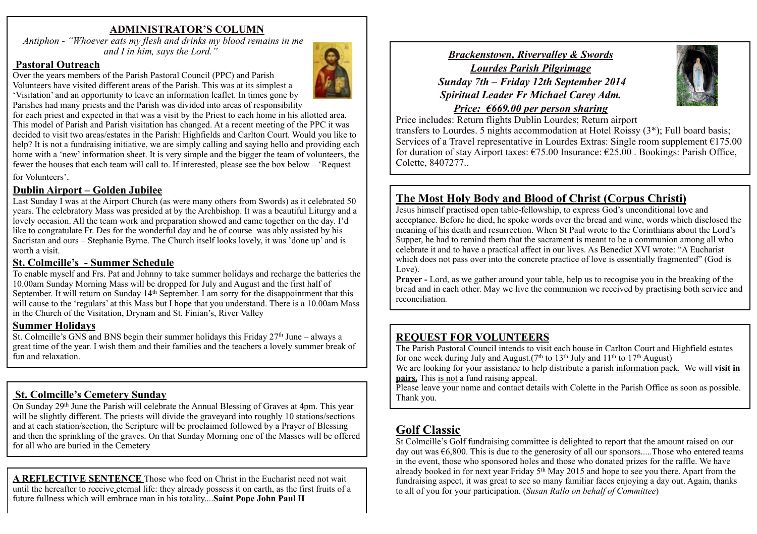## ADMINISTRATOR'S COLUMN

*Antiphon - "Whoever eats my flesh and drinks my blood remains in me and I in him, says the Lord."*

### Pastoral Outreach

Over the years members of the Parish Pastoral Council (PPC) and Parish Volunteers have visited different areas of the Parish. This was at its simplest a 'Visitation' and an opportunity to leave an information leaflet. In times gone by Parishes had many priests and the Parish was divided into areas of responsibility for each priest and expected in that was a visit by the Priest to each home in his allotted area. This model of Parish and Parish visitation has changed. At a recent meeting of the PPC it was decided to visit two areas/estates in the Parish: Highfields and Carlton Court. Would you like to help? It is not a fundraising initiative, we are simply calling and saying hello and providing each home with a 'new' information sheet. It is very simple and the bigger the team of volunteers, the fewer the houses that each team will call to. If interested, please see the box below – 'Request for Volunteers'.

### Dublin Airport – Golden Jubilee

Last Sunday I was at the Airport Church (as were many others from Swords) as it celebrated 50 years. The celebratory Mass was presided at by the Archbishop. It was a beautiful Liturgy and a lovely occasion. All the team work and preparation showed and came together on the day. I'd like to congratulate Fr. Des for the wonderful day and he of course was ably assisted by his Sacristan and ours – Stephanie Byrne. The Church itself looks lovely, it was 'done up' and is worth a visit.

### St. Colmcille's - Summer Schedule

To enable myself and Frs. Pat and Johnny to take summer holidays and recharge the batteries the 10.00am Sunday Morning Mass will be dropped for July and August and the first half of September. It will return on Sunday 14th September. I am sorry for the disappointment that this will cause to the 'regulars' at this Mass but I hope that you understand. There is a 10.00am Mass in the Church of the Visitation, Drynam and St. Finian's, River Valley

### Summer Holidays

St. Colmcille's GNS and BNS begin their summer holidays this Friday 27th June – always a great time of the year. I wish them and their families and the teachers a lovely summer break of fun and relaxation.

## St. Colmcille's Cemetery Sunday

On Sunday 29th June the Parish will celebrate the Annual Blessing of Graves at 4pm. This year will be slightly different. The priests will divide the graveyard into roughly 10 stations/sections and at each station/section, the Scripture will be proclaimed followed by a Prayer of Blessing and then the sprinkling of the graves. On that Sunday Morning one of the Masses will be offered for all who are buried in the Cemetery

**A REFLECTIVE SENTENCE** Those who feed on Christ in the Eucharist need not wait until the hereafter to receive eternal life: they already possess it on earth, as the first fruits of a future fullness which will embrace man in his totality....**Saint Pope John Paul II**

***Brackenstown, Rivervalley & Swords***
***Lourdes Parish Pilgrimage***
***Sunday 7th – Friday 12th September 2014***
***Spiritual Leader Fr Michael Carey Adm.***
***Price: €669.00 per person sharing***

Price includes: Return flights Dublin Lourdes; Return airport transfers to Lourdes. 5 nights accommodation at Hotel Roissy (3*); Full board basis; Services of a Travel representative in Lourdes Extras: Single room supplement €175.00 for duration of stay Airport taxes: €75.00 Insurance: €25.00 . Bookings: Parish Office, Colette, 8407277..

## The Most Holy Body and Blood of Christ (Corpus Christi)

Jesus himself practised open table-fellowship, to express God's unconditional love and acceptance. Before he died, he spoke words over the bread and wine, words which disclosed the meaning of his death and resurrection. When St Paul wrote to the Corinthians about the Lord's Supper, he had to remind them that the sacrament is meant to be a communion among all who celebrate it and to have a practical affect in our lives. As Benedict XVI wrote: "A Eucharist which does not pass over into the concrete practice of love is essentially fragmented" (God is Love).

**Prayer -** Lord, as we gather around your table, help us to recognise you in the breaking of the bread and in each other. May we live the communion we received by practising both service and reconciliation.

## REQUEST FOR VOLUNTEERS

The Parish Pastoral Council intends to visit each house in Carlton Court and Highfield estates for one week during July and August.(7th to 13th July and 11th to 17th August)

We are looking for your assistance to help distribute a parish information pack. We will **visit in pairs.** This is not a fund raising appeal.

Please leave your name and contact details with Colette in the Parish Office as soon as possible. Thank you.

## Golf Classic

St Colmcille's Golf fundraising committee is delighted to report that the amount raised on our day out was €6,800. This is due to the generosity of all our sponsors.....Those who entered teams in the event, those who sponsored holes and those who donated prizes for the raffle. We have already booked in for next year Friday 5th May 2015 and hope to see you there. Apart from the fundraising aspect, it was great to see so many familiar faces enjoying a day out. Again, thanks to all of you for your participation. (*Susan Rallo on behalf of Committee*)